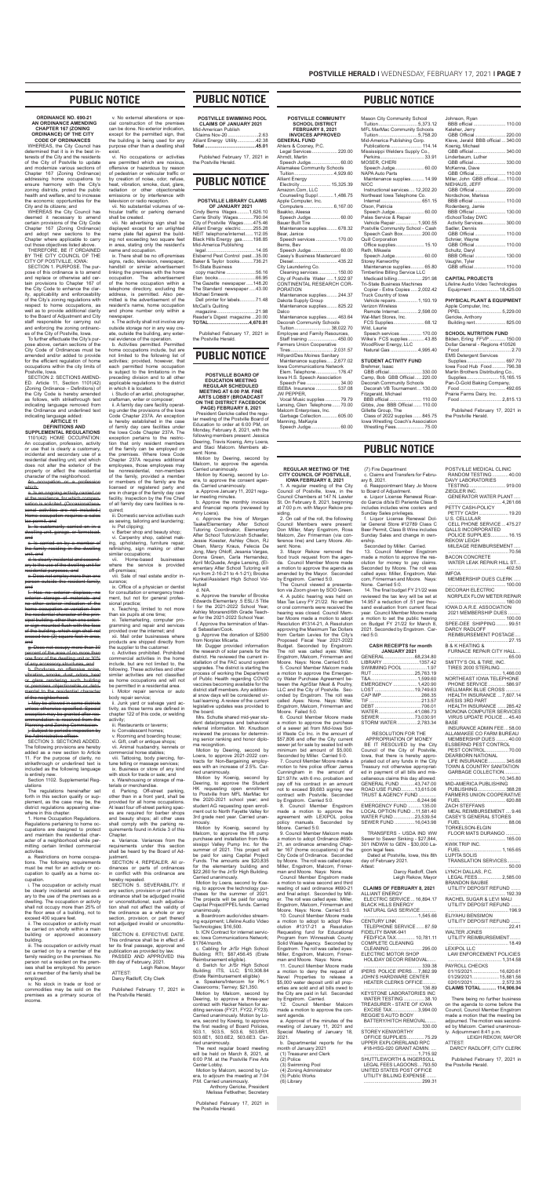# PUBLIC NOTICE

## ORDINANCE NO. 690-21 AN ORDINANCE AMENDING CHAPTER 167 [ZONING ORDINANCE] OF THE CITY CODE OF ORDINANCES

WHEREAS, the City Council has determined that it is in the best interests of the City and the residents of the City of Postville to update and modernize various sections of Chapter 167 (Zoning Ordinance) addressing home occupations to ensure harmony with the City's zoning districts, protect the public health and welfare, and to increase the economic opportunities for the City and its citizens; and

WHEREAS the City Council has deemed it necessary to amend certain provisions of the City Code Chapter 167 (Zoning Ordinance) and adopt new sections to the Chapter where applicable to carry out those objectives listed above.

THEREFORE, BE IT ORDAINED BY THE CITY COUNCIL OF THE CITY OF POSTVILLE, IOWA:

SECTION 1. PURPOSE. The purpose of this ordinance is to amend and replace or otherwise add certain provisions to Chapter 167 of the City Code to enhance the clarity, applicability and enforceability of the City's zoning regulations with respect to home occupations as well as to provide additional clarity to the Board of Adjustment and City staff responsible for carrying out and enforcing the zoning ordinances of the City of Postville, Iowa.

To further effectuate the City's purpose above, certain sections of the City Code of Ordinances must be amended and/or added to provide for the efficient regulation of home occupations within the city limits of Postville, Iowa.

SECTION 2. SECTIONS AMENDED. Article 11, Section 1101(42) [Zoning Ordinance – Definitions] of the City Code is hereby amended as follows, with strikethrough text indicating language removed from the Ordinance and underlined text indicating language added.

### ARTICLE 11 DEFINITIONS AND SUPPLEMENTAL REGULATIONS

1101(42) HOME OCCUPATION. An occupation, profession, activity or use that is clearly a customary, incidental and secondary use of a residential dwelling unit, and which does not alter the exterior of the property or affect the residential character of the neighborhood.

~~An occupation or a profession which:~~

~~a. Is an ongoing activity carried on at the residence, for which compensation is solicited. (Unincorporated, formal, sales, exception, one or more garage sales, etc.)~~

~~b. Is customarily carried on in a dwelling unit, garage, or farmstead; and~~

~~c. Is carried on by a member of the immediate family residing in said dwelling unit; and~~

~~d. Is clearly incidental and secondary to the use of the dwelling and for residential purposes; and~~

~~e. Does not employ more than one person outside the immediate family; and~~

~~f. Has no exterior display, no exterior storage of materials and no other exterior indication of the home occupation or variation from the residential character of the principal building, other than one exterior sign mounted flush with the face of the building, which sign shall not exceed one (1) square foot in area; and~~

~~g. Does not occupy more than 25 percent of the area of no more than one floor of the dwelling unit or 30% of any accessory structures; and~~

~~h. Produces no offensive noise, vibration, smoke, dust, odors, heat or glare, rendering such building or premises objectionable or detrimental to the residential character of the neighborhood.~~

~~i. May be allowed in each district unless otherwise specified. Special exceptions may be granted upon recommendation or approval from the Planning and Zoning Commission.~~

~~j. Subject to periodic inspections by the Administrative officer.~~

SECTION 3. SECTIONS ADDED. The following provisions are hereby added as a new section to Article 11. For the purpose of clarity, no strikethrough or underlined text is included as the following language is entirely new.

Section 1102. Supplemental Regulations

The regulations hereinafter set forth in this section qualify or supplement, as the case may be, the district regulations appearing elsewhere in this chapter.

1. Home Occupation Regulations. Regulations pertaining to home occupations are designed to protect and maintain the residential character of a neighborhood while permitting certain limited commercial activities.

a. Restrictions on home occupations. The following requirements must be met for an activity or occupation to qualify as a home occupation:

i. The occupation or activity must be clearly incidental and secondary to the use of the premises as a dwelling. The occupation or activity shall not occupy more than 25% of the floor area of a building, not to exceed 400 square feet.

ii. The occupation or activity must be carried on wholly within a main building or approved accessory building.

iii. The occupation or activity must be carried on by a member of the family residing on the premises. No person not a resident on the premises shall be employed. No person not a member of the family shall be employed.

iv. No stock in trade or food or commodities may be sold on the premises as a primary source of income.

v. No external alterations or special construction of the premises can be done. No exterior indication, except for the permitted sign, that the building is being used for any purpose other than a dwelling shall exist.

vi. No occupations or activities are permitted which are noxious, offensive or hazardous by reason of pedestrian or vehicular traffic or by creation of noise, odor, refuse, heat, vibration, smoke, dust, glare, radiation or other objectionable emissions or by interference with television or radio reception.

vii. No substantial volumes of vehicular traffic or parking demand shall be created.

viii. No advertising sign shall be displayed except for an unlighted name plate flat against the building not exceeding two square feet in area, stating only the resident's name and occupation.

ix. There shall be no off-premises signs, radio, television, newspaper, handbill or similar advertisement linking the premises with the home occupation. The advertisement of the home occupation within a telephone directory, excluding the address, is permitted. Also permitted is the advertisement of the resident's name, home occupation and phone number only within a newspaper.

x. The activity shall not involve any outside storage nor in any way encroach, outside the building, any external evidence of the operation.

b. Activities permitted. Permitted home occupations include, but are not limited to the following list of activities; provided, however, that each permitted home occupation is subject to the limitations in the preceding division and to all other applicable regulations to the district in which it is located.

i. Studio of an artist, photographer, craftsman, writer or composer;

ii. A family day care facility operating under the provisions of the Iowa Code Chapter 237A. An exception is hereby established in the case of family day care facilities under the Iowa Code Chapter 237A. The exception pertains to the restriction that only resident members of the family can be employed on the premises. Where Iowa Code Chapter 237A requires additional employees, those employees may be nonresidential, non-members of the family, provided a member or members of the family are the licensed or registered party and are in charge of the family day care facility. Inspection by the Fire Chief of all family day care facilities is required;

iii. Domestic service activities such as sewing, tailoring and laundering;

iv. Pet clipping;

v. Barber shop and beauty shop;

vi. Carpentry shop, cabinet making, upholstering, furniture repair, refinishing, sign making or other similar occupations;

vii. Home-based businesses where the service is provided off-premises;

viii. Sale of real estate and/or insurance;

ix. Office of a physician or dentist for consultation or emergency treatment, but not for general professional practice;

x. Teaching, limited to not more than six pupils at one time;

xi. Telemarketing, computer programming and repair and services provided over the internet; and

xii. Mail order businesses where products are shipped directly from the supplier to the customer.

c. Activities prohibited. Prohibited commercial activities in the home include, but are not limited to, the following. These activities and other similar activities are not classified as home occupations and will not be permitted in a residential area.

i. Motor repair service or auto body repair service;

ii. Junk yard or salvage yard activity, as those terms are defined in chapter 122 of this code, or welding activity;

iii. Restaurants or taverns;

iv. Convalescent homes;

v. Rooming and boarding house;

vi. Gift, craft or antique shops;

vii. Animal husbandry, kennels or commercial horse stables;

viii. Tattooing, body piercing, fortune telling or massage services;

ix. Business or store of any kind with stock for trade or sale; and

x. Warehousing or storage of materials or merchandise.

d. Parking. Off-street parking, other than in a front yard, shall be provided for all home occupations. At least four off-street parking spaces are required for barber shops and beauty shops; all other uses shall comply with the parking requirements found in Article 3 of this Chapter.

e. Variance. Variances from the requirements under this section shall be heard by the Board of Adjustment.

SECTION 4. REPEALER. All ordinances or parts of ordinances in conflict with this ordinance are hereby repealed.

SECTION 5. SEVERABILITY. If any section, provision or part of this ordinance shall be adjudged invalid or unconstitutional, such adjudication shall not affect the validity of the ordinance as a whole or any section, provision, or part thereof not adjudged invalid or unconstitutional.

SECTION 6. EFFECTIVE DATE. This ordinance shall be in effect after its final passage, approval and publication as provided by law.

PASSED AND APPROVED this 8th day of February, 2021.

Leigh Rekow, Mayor

ATTEST:

Darcy Radloff, City Clerk

Published February 17, 2021 in the Postville Herald.

# PUBLIC NOTICE

## POSTVILLE SWIMMING POOL CLAIMS OF JANUARY 2021

Mid-American Publish
Claims Nov-20 ..................2.63
Alliant Energy Utility...........42.38
**Total ..............................45.01**

Published February 17, 2021 in the Postville Herald.

# PUBLIC NOTICE

## POSTVILLE LIBRARY CLAIMS OF JANUARY 2021

Cindy Berns Wages..........1,826.10
Carrie Sholly Wages...........790.04
City of Postville Wages.........475.46
Alliant Energy electric...........255.28
NEIT telephone/internet.......112.05
Black Hills Energy gas..........198.85
Mid-America Publishing legal......................................14.05
Elsbernd Pest Control pest....35.00
Baker & Taylor books..........726.21
Tri-State Business copy machine ..........................56.16
Elam books..............................66.95
The Gazette newspaper ......148.20
The Standard newspaper .......43.00
Michael Smeerk Dell printer for labels...............71.48
McCall's Quilting magazine....................................21.98
Reader's Digest magazine ....20.00
**TOTAL .............................4,670.81**

Published February 17, 2021 in the Postville Herald.

# PUBLIC NOTICE

## POSTVILLE BOARD OF EDUCATION MEETING REGULAR SCHEDULED MEETING AT 6:00 P.M. FEB 8TH LOBBY (BROADCAST ON THE DISTRICT FACEBOOK PAGE) FEBRUARY 8, 2021

President Gericke called the regular meeting of the Postville Board of Education to order at 6:00 PM, on Monday, February 8, 2021, with the following members present: Jessica Deering, Travis Koenig, Amy Lowra, and Staci Malcom. Members absent: None.

Motion by Deering, second by Malcom, to approve the agenda. Carried unanimously.

Motion by Koenig, second by Lowra, to approve the consent agenda. Carried unanimously.

a. Approve January 11, 2021 regular meeting minutes.

b. Approve the monthly invoices and financial reports (reviewed by Amy Lowra).

c. Approve the hire of Morgan Teske/Elementary After School Tutor/Concierge; Elementary After School Tutors-Leah Schaefer, Jessie Koester, Ashley Olson, RJ Olsen, Manny Kovac, Felecia De Jong, Mary Ohloff, Jesenia Vargas, Donna Green, Carla Hernandez, April McQuade, Angie Lansing, (Elementary After School Tutoring will run from 2-16-21 to 4-1-21); Brooke Kunkel/Assistant High School Volleyball

d. N/A

e. Approve the transfer of Brooke Edwards Elementary 2 ESL-1.5 Title I for the 2021-2022 School Year. Ashley Moreno/Sixth Grade Teacher for the 2021-2022 School Year.

f. Approve the termination of Mandi Sebastian/Cook

g. Approve the donation of $2500 from Norplex Micarta.

Mr. Dugger provided information the research of solar panels for the district. He reviewed the current installation of the FAC sound system upgrades. The district is starting the process of working the Department of Public Health regarding COVID vaccines becoming available for the district staff members. Any additional snow days will be considered virtual learning. A review of the current legislative updates was provided to the board.

Mrs. Schutte shared mid-year student data/progress and behavioral referral information. Mr. Knudtson reviewed the process for determining senior ranking and honor diploma recognition.

Motion by Deering, second by Lowra, to approve 2021-2022 contracts for Non-Bargaining employees with an increase of 2.5%. Carried unanimously.

Motion by Koenig, second by Deering, to approve the Student HK expanding open enrollment to Postville from MFL MarMac for the 2020-2021 school year, and student AG expanding open enrollment out to North Fayette Valley for 3rd grade next year. Carried unanimously.

Motion by Koenig, second by Malcom, to approve the lift pump purchase and installation from Mississippi Valley Pump Inc. for the summer of 2021. This project will be paid for using Capital Project Funds. The amounts are $20,835 for the elementary building and $22,260 for the Jr/Sr High Building. Carried unanimously.

Motion by Lowra, second by Koenig, to approve the technology purchases for the summer of 2021. This project will be paid for using Capital Project/PPEL funds. Carried unanimously.

a. Boardroom audio/video streaming equipment: Lifetime Audio Video Technologies; $16,500.

b. ICN Contract for internet services; Iowa Communications Network; $1764/month.

c. Cabling for Jr/Sr High School Building; RTI; $87,496.45 (Erate Reimbursement eligible).

d. Switch for Jr/Sr High School Building; ITS, LLC; $10,308.84 (Erate Reimbursement eligible).

e. Speakers/Intercom for PK-1 Classrooms; Tierney; $21,350.

Motion by Malcom, second by Deering, to approve a three-year contract with Hacker Nelson for auditing services (FY21, FY22, FY23). Carried unanimously. Motion by Lowra, second by Koenig, to approve the first reading of Board Policies; 503.1, 503.5, 503.6, 503.6R1, 503.6E1, 503.6E2, 503.6E3. Carried unanimously.

The next regular board meeting will be held on March 8, 2021, at 6:00 P.M. at the Postville Fine Arts Center Lobby.

Motion by Malcom, second by Lowra, to adjourn the meeting at 7:04 P.M. Carried unanimously.

Anthony Gericke, President
Melissa Fettkether, Secretary

Published February 17, 2021 in the Postville Herald.

# PUBLIC NOTICE

## POSTVILLE COMMUNITY SCHOOL DISTRICT FEBRUARY 8, 2021 INVOICES APPROVED GENERAL FUND

Ahlers & Cooney, P.C.
Legal Services................220.00
Ahrndt, Martin
Speech Judge....................60.00
Allamakee Community Schools
Tuition..........................4,929.60
Alliant Energy
Electricity....................15,325.39
Amazon.Com, LLC
Counseling Suppl .........1,466.75
Apple Computer, Inc.
Computers....................8,167.00
Beakko, Alessa
Speech Judge....................60.00
Bauer Built Tire
Maintenance supplies.........678.32
Bear, Janice
Speech services...............170.00
Berns, Bev
Speech Judge....................60.00
Casey's Business Mastercard
Diesel..............................435.22
City Laundering Co.
Cleaning services..............150.00
City of Postville Water......1,922.97
CONTINENTAL RESEARCH CORPORATION
Maintenance supplies.........244.37
Dakota Supply Group
Maintenance supplies.........825.22
Dalco
Maintenance supplies.........463.64
Decorah Community Schools
Tuition..........................38,022.70
Employee and Family Resources,
Staff training.....................450.00
Farmers Union Cooperative
Tires..............................2,031.57
HillyardDes Moines Sanitary
Maintenance supplies......2,677.02
Iowa Communications Network
Elem. Telephone.................176.47
Iowa H.S. Speech Association
Speech Fee........................34.00
ISEBA Insurance...............537.08
JW PEPPER
Vocal Music supplies..........79.79
Lansing, Glen Telephone......70.00
Malcom Enterprises, Inc.
Garbage Collection..............605.00
Manning, MaKayla
Speech Judge....................60.00

Mason City Community School
Tuition..........................5,373.12
MFL MarMac Community Schools
Tuition..........................5,758.20
Mid-America Publishing Corp.
Publications......................114.14
Mississippi Welders Supply Co.,
Perkins...............................33.91
MOSER, CHERI
Speech Judge....................60.00
NAPA Auto Parts
Maintenance supplies.........14.99
NICC
Instructional services.......12,202.20
Northeast Iowa Telephone Co.
Internet............................651.15
Olson, Patricia
Speech Judge....................60.00
Palas Service & Repair
Vehicle Repair................1,900.55
Postville Community School - Cash
Speech Cash Box.............200.00
Quill Corporation
Office supplies....................15.10
Reth, Mikaela
Speech Judge....................60.00
Storey Kenworthy
Maintenance supplies.........65.80
Timberline Billing Service LLC
Medicaid billing..................291.96
Tri-State Business Machines
Copier - Extra Copies.......2,002.42
Truck Country of Iowa
Vehicle repairs................1,193.19
Verizon Wireless
Remote Internet..............2,598.00
Wal-Mart Stores, Inc.
FCS Supplies......................68.12
Wild, Laurie
Speech services...............170.00
Wilma's FCS supplies.........43.85
WoodRiver Energy, LLC
Natural Gas.....................4,995.40

### STUDENT ACTIVITY FUND

Brehmer, Isaac
GBB official......................330.00
Camp, Bob GBB Official ....220.00
Decorah Community Schools
Decorah VB Tournament...130.00
Fitzgerald, Michael
GBB official......................110.00
Giblin, Joe GBB Official......110.00
Gillette Group, The
Class of 2022 supplies.......845.75
Iowa Wrestling Coach's Association
Wrestling Fees....................75.00

Johnson, Ryan
BBB official......................110.00
Keleher, Jerry
GBB Official......................220.00
Klave, Jerald BBB official ...340.00
Koenig, Michael
GBB official......................340.00
Lindenbaum, Luther
GBB Official......................330.00
McKenna, Dave
GBB official......................110.00
Miller, John GBB official.....110.00
NIEHAUS, JEFF
GBB Official......................220.00
Nordschow, Marissa
BBB official......................110.00
Rodenberg, Jamie
BBB Official......................130.00
rSchool Today DWC
Activity Services................300.00
Sattler, Dennis
GBB Official......................110.00
Schrier, Wayne
GBB Official......................110.00
Schultz, Darryl
BBB Official......................130.00
Vaughn, Tyler
GBB Official......................110.00

### CAPITAL PROJECTS

Lifetime Audio Video Technologies
Equipment..................18,425.00

### PHYSICAL PLANT & EQUIPMENT

Apple Computer, Inc.
PPEL...............................5,229.00
Gericke, Anthony
Building rent......................825.00

### SCHOOL NUTRITION FUND

Bibler, Erling PFVP............150.00
Dollar General - Regions 410526
Food....................................2.70
EMS Detergent Services
Supplies..........................697.70
Iowa Food Hub Food .........796.38
Martin Brothers Distributing Co.
Supplies.......................15,165.15
Pan-O-Gold Baking Company
Food................................492.65
Prairie Farms Dairy, Inc.
Food.............................2,815.13

Published February 17, 2021 in the Postville Herald.

# PUBLIC NOTICE

## REGULAR MEETING OF THE CITY COUNCIL OF POSTVILLE, IOWA FEBRUARY 8, 2021

1. A regular meeting of the City Council of Postville, Iowa, in the Council Chambers at 147 N. Lawler St. On February 8, 2021, beginning at 7:00 p.m. with Mayor Rekow presiding.

2. On call of the roll, the following Council Members were present: Don Miller, Mary Engstrom, Ross Malcom, Zev Friemman (via conference line) and Larry Moore. Absent: None.

3. Mayor Rekow removed the food truck request from the agenda. Council Member Moore made a motion to approve the agenda as amended by the Mayor. Seconded by Engstrom. Carried 5:0.

The Council viewed a presentation via Zoom given by SOO Green.

4. A public hearing was held on Max Tax Levy FY 21/22. No written or oral comments were received the hearing was closed. Council Member Moore made a motion to adopt Resolution #1314-21, A Resolution approving the Maximum Tax Dollars from Certain Levies for the City's Proposed Fiscal Year 2021-2022 Budget. Seconded by Engstrom. The roll was called ayes: Miller, Engstrom, Malcom, Frimerman and Moore. Nays: None. Carried 5:0.

5. Council Member Malcom made a motion to approve the Emergency Water Purchase Agreement between the Agri-Star Meat & Poultry, LLC and the City of Postville. Seconded by Engstrom. The roll was called Ayes: Miller, Engstrom, Malcom, Frimerman and Moore. Nays: None. Failed 5:0.

6. Council Member Moore made a motion to approve the purchase of a sewer jet from Mid-Iowa Solid Waste Co Inc. in the amount of $57,806 and offer the City current sewer jet for sale by sealed bid with minimum bid amount of $5,000. Seconded by Miller. Carried 5:0.

7. Council Member Moore made a motion to hire police officer James Cunningham in the amount of $21.97/hr. with 6 mo. probation and pay of his contract in an amount not to exceed $9,683 signing new contract with Postville. Seconded by Engstrom. Carried 5:0.

8. Council Member Engstrom made a motion to approve the agreement with LEXIPOL police policy manuals. Seconded by Moore. Carried 5:0.

9. Council Member Malcom made a motion to adopt Ordinance #690-21, an ordinance amending Chapter 167 (home occupations) of the City Code of Ordinance. Seconded by Moore. The roll was called ayes: Miller, Engstrom, Malcom, Frimerman and Moore. Nays: None.

Council Member Engstrom made a motion to waive second and third reading of said ordinance #690-21 and final adopt. Seconded by Miller. The roll was called ayes: Miller, Engstrom, Malcom, Frimerman and Moore. Nays: None. Carried 5:0.

10. Council Member Moore made a motion to adopt to adopt Resolution #1317-21 a Resolution Requesting fund for Educational Program from Winneshiek County Solid Waste Agency. Seconded by Engstrom. The roll was called ayes: Miller, Engstrom, Malcom, Frimerman and Moore. Nays: None.

11. Council Member Moore made a motion to deny the request of Nevel Properties to release a $5,000 water deposit until all properties are sold and all bills owed to the City are paid in full. Seconded by Engstrom. Carried.

12. Council Member Malcom made a motion to approve the consent agenda.

a. Approval of the minutes of the meeting of January 11, 2021 and Special Meeting of January 18, 2021.

b. Departmental reports for the month of January 2021
(1) Treasurer and Clerk
(2) Police
(3) Swimming Pool
(4) Zoning Administrator
(5) Public Works
(6) Library

(7) Fire Department

c. Claims and Transfers for February 8, 2021.

d. Reappointment Mary Jo Moore to Board of Adjustment.

e. Liquor License Renewal: Ricardo Garcia d/b/a El Parente Class B includes includes wine coolers and Sunday Sales privileges.

f. Liquor License Renewal: Dollar General Store #12789 Class C Beer Permit, Class B Wine includes Sunday Sales and change in ownership.

Seconded by Miller. Carried.

13. Council Member Engstrom made a motion to approve the resolution for money to pay claims. Seconded by Moore. The roll was called ayes: Miller, Engstrom, Malcom, Frimerman and Moore. Nays: None. Carried 5:0.

14. The final budget FY 21/22 was reviewed the tax levy will be set at 14.357 a reduction of .51 per thousand evaluation from current fiscal year. Council Member Moore made a motion to set the public hearing on budget FY 21/22 for March 8, 2021. Seconded by Engstrom. Carried 5:0.

### CASH RECEIPTS FOR MONTH JANUARY 2021

GENERAL...................68,234.80
LIBRARY......................1357.42
SWIMMING POOL.................1.97
RUT.............................25,763.19
TIA............................1,509.60
EMERGENCY................1,420.90
LOST..........................19,749.63
CAP IMP..........................266.35
TIF.................................213.57
DEBT...............................706.01
WATER......................41,086.73
SEWER......................73,030.91
STORM WATER..............2,783.34

RESOLUTION FOR THE APPROPRIATION OF MONEY

BE IT RESOLVED by the City Council of the City of Postville, Iowa, that there is hereby appropriated out of any funds in the City Treasury not otherwise appropriated in payment of all bills and miscellaneous claims this day allowed.

GENERAL FUND...........43,747.00
ROAD USE FUND.........13,615.06
TRUST & AGENCY FUND
.....................................6,244.96
EMERGENCY FUND...........135.00
LOCAL OPTION FUND.....11,581.40
WATER FUND.................23,539.54
SEWER FUND.................16,043.98

TRANSFERS - USDA IND WW Sewer to Sewer Sinking - $27,844; 101 INDWW to GEN - $30,000 Lagoon legal fees.

Dated at Postville, Iowa, this 8th day of February 2021.

Attest:

Darcy Radloff, Clerk
Leigh Rekow, Mayor

### CLAIMS OF FEBRUARY 8, 2021

ALLIANT ENERGY
ELECTRIC SERVICE ...16,894.17
BLACK HILLS ENERGY
NATURAL GAS SERVICE...........
.....................................1,545.66
CENTURY LINK
TELEPHONE SERVICE .......87.59
FIDELITY BANK-941
FED/FICATAX..............10,781.11
COMPLETE CLEANING
CLEANING.........................295.00
ELECTRIC MOTOR SHOP
HOLIDAY DECOR REMOVAL......
........................................339.38
IPERS POLICE IPERS.......7,862.99
JOHN'S HARDWARE CENTER
HEATER CLERKS OFFICE..........
........................................136.89
KEYSTONE LABORATORIES INC
WATER TESTING..................38.10
TREASURER - STATE OF IOWA
EXCISE TAX................3,994.00
REGGIE'S AUTO BODY
BATTERY/HITCH REMOVAL........
........................................330.00
STOREY KENWORTHY
OFFICE SUPPLIES................75.29
UPPER EXPLORERLAND RPC
#18-HSG-020 GRANT ADMIN......
.....................................1,715.92
SHUTTLEWORTH & INGERSOLL
LEGAL FEES LAGOONS....793.50
UNITED STATES POST OFFICE
UTILITY BILLING EXPENSE.........
........................................299.31

POSTVILLE MEDICAL CLINIC
RANDOM TESTING..............40.00
DAVY LABORATORIES
TESTING.............................919.00
ZIEGLER INC.
GENERATOR WATER PLANT......
.....................................4,261.66
PETTY CASH-POLICY
PETTY CASH.......................19.20
U.S. CELLULAR
CELL PHONE SERVICE ...475.27
GALLS INCORPORATED
POLICE SUPPLIES................16.15
REKOW LEIGH
MILEAGE REIMBURSEMENT......
..........................................70.56
BACON CONCRETE
WATER LEAK REPAIR HILL ST....
........................................402.50
IMFOA
MEMBERSHIP DUES CLERK......
........................................100.00
DECORAH ELECTRIC
NORPLEX FLOW METER REPAIR
........................................186.00
IOWA D.A.R.E. ASSOCIATION
2021 MEMBERSHIP DUES..........
........................................100.00
SPEE-DEE SHIPPING.........99.61
DARCY RADLOFF
REIMBURSEMENT POSTAGE...
..........................................27.15
B & K HEATING &
FURNACE REPAIR CITY HALL....
..........................................65.00
SMITTY'S OIL & TIRE, INC.
TIRES 2006 STERLING.....1,466.00
NORTHEAST IOWA TELEPHONE
PHONE SERVICE...............586.97
WELLMARK BLUE CROSS.........
HEALTH INSURANCE ...7,807.14
AVESIS 3RD PARTY
HEALTH INSURANCE ......285.42
MONONA COMPUTER SERVICES
VIRUS UPDATE POLICE.....45.40
BASE
INSURANCE ADMIN FEE....58.00
ALLAMAKEE CO FARM BUREAU
MEMBERSHIP DUES.........40.00
ELSBERND PEST CONTROL
PEST CONTROL...................70.00
DEARBORN NATIONAL
LIFE INSURANCE...............345.68
TOWN & COUNTRY SANITATION
GARBAGE COLLECTION..........
...................................10,345.80
MID-AMERICA PUBLISHING
PUBLISHING.......................388.28
FARMERS UNION COOPERATIVE
FUEL.................................620.08
ZACH STEFFANS
MEAL REIMBURSEMENT.....9.46
CASEY'S GENERAL STORES
FUEL....................................88.06
TORKELSON-ELGIN
FLOOR MATS DURANGO............
........................................165.00
KWIK TRIP INC.
FUEL.................................1,165.65
LUPITA SOLIS
TRANSLATION SERVICES..........
..........................................50.00
LYNCH DALLAS, P.C.
LEGAL FEES....................2,565.00
BRANDON BAUBIE
UTILITY DEPOSIT REFUND .......
..........................................192.39
RACHEL SUGAR & LEVI MAU
UTILITY DEPOSIT REFUND .......
..........................................198.9
ELIYAHU BENSIMON
UTILITY DEPOSIT REFUND ........
..........................................22.41
WALTER JONES
UTILITY REIMBURSEMENT .......
..........................................18.49
LEXIPOL LLC
LAW ENFORCEMENT POLICIES
.....................................1,314.58
PAYROLL CHECKS
01/15/2021...................16,620.61
01/29/2021...................15,881.56
02/01/2021.....................2,572.35
**CLAIMS TOTAL.........114,906.94**

There being no further business on the agenda to come before the Council, Council Member Engstrom made a motion that the meeting be adjourned. The motion was seconded by Malcom. Carried unanimously. Adjournment 8:41 p.m.

LEIGH REKOW, MAYOR

ATTEST:

DARCY RADLOFF, CITY CLERK

Published February 17, 2021 in the Postville Herald.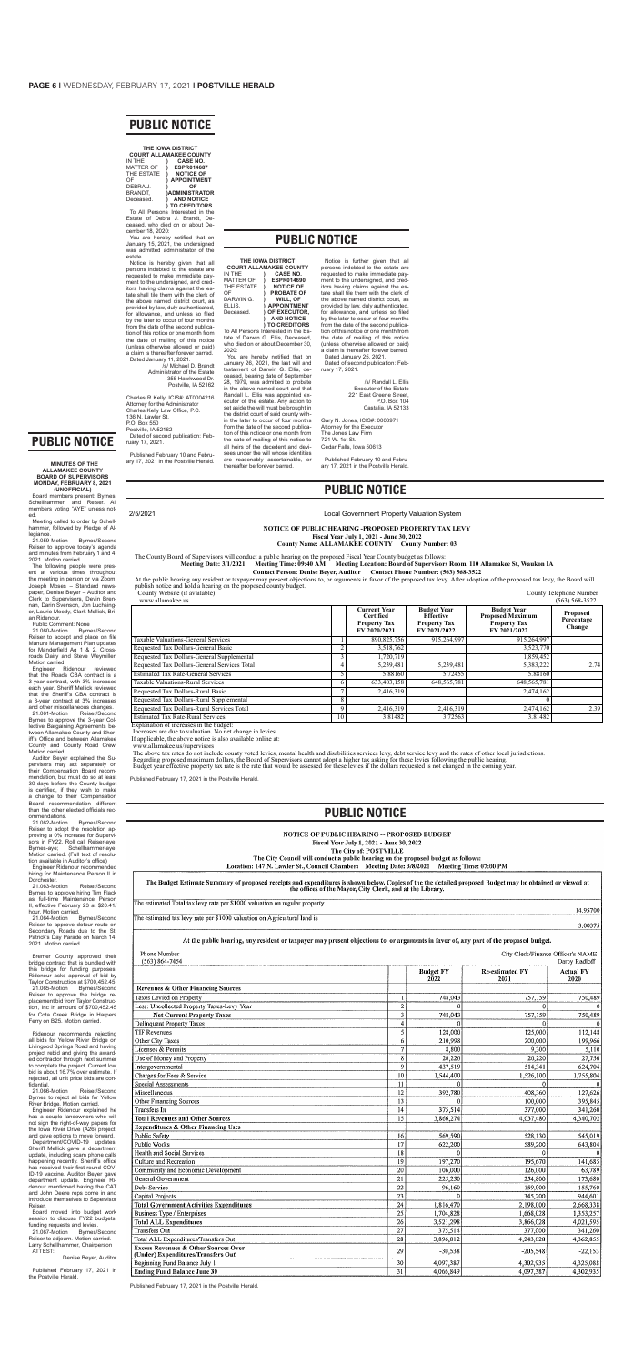# PUBLIC NOTICE

**THE IOWA DISTRICT COURT ALLAMAKEE COUNTY**

IN THE MATTER OF THE ESTATE OF DEBRA J. BRANDT, Deceased.

CASE NO. ESPR014687

NOTICE OF APPOINTMENT OF ADMINISTRATOR AND NOTICE TO CREDITORS

To All Persons Interested in the Estate of Debra J. Brandt, Deceased, who died on or about December 18, 2020:

You are hereby notified that on January 15, 2021, the undersigned was admitted administrator of the estate.

Notice is hereby given that all persons indebted to the estate are requested to make immediate payment to the undersigned, and creditors having claims against the estate shall file them with the clerk of the above named district court, as provided by law, duly authenticated, for allowance, and unless so filed by the later to occur of four months from the date of the second publication of this notice or one month from the date of the mailing of this notice (unless otherwise allowed or paid) a claim is thereafter forever barred.

Dated January 11, 2021.

/s/ Michael D. Brandt
Administrator of the Estate
355 Hawkeweed Dr.
Postville, IA 52162

Charles R Kelly, ICIS#: AT0004216
Attorney for the Administrator
Charles Kelly Law Office, P.C.
136 N. Lawler St.
P.O. Box 550
Postville, IA 52162

Date of second publication: February 17, 2021.

Published February 10 and February 17, 2021 in the Postville Herald.

# PUBLIC NOTICE

**THE IOWA DISTRICT COURT ALLAMAKEE COUNTY**

IN THE MATTER OF DARWIN G. ELLIS, Deceased.

CASE NO. ESPR014690

NOTICE OF PROBATE OF WILL, OF APPOINTMENT OF EXECUTOR, AND NOTICE TO CREDITORS

To All Persons Interested in the Estate of Darwin G. Ellis, Deceased, who died on or about December 30, 2020:

You are hereby notified that on January 26, 2021, the last will and testament of Darwin G. Ellis, deceased, bearing date of September 28, 1979, was admitted to probate in the above named court and that Randall L. Ellis was appointed executor of the estate. Any action to set aside the will must be brought in the district court of said county within the later to occur of four months from the date of the second publication of this notice or one month from the date of the mailing of this notice to all heirs of the decedent and devisees under the will whose identities are reasonably ascertainable, or thereafter be forever barred.

Notice is further given that all persons indebted to the estate are requested to make immediate payment to the undersigned, and creditors having claims against the estate shall file them with the clerk of the above named district court, as provided by law, duly authenticated, for allowance, and unless so filed by the later to occur of four months from the date of the second publication of this notice or one month from the date of mailing of this notice (unless otherwise allowed or paid) a claim is thereafter forever barred.

Dated January 25, 2021.

Date of second publication: February 17, 2021.

/s/ Randall L. Ellis
Executor of the Estate
221 East Greene Street,
P.O. Box 104
Castalia, IA 52133

Gary N. Jones, ICIS#: 0003971
Attorney for the Executor
The Jones Law Firm
721 W. 1st St.
Cedar Falls, Iowa 50613

Published February 10 and February 17, 2021 in the Postville Herald.

# PUBLIC NOTICE

**MINUTES OF THE ALLAMAKEE COUNTY BOARD OF SUPERVISORS MONDAY, FEBRUARY 8, 2021 (UNOFFICIAL)**

Board members present: Byrnes, Schellhammer, and Reiser. All members voting "AYE" unless noted.

Meeting called to order by Schellhammer, followed by Pledge of Allegiance.

21.059-Motion Byrnes/Second Reiser to approve today's agenda and minutes from February 1 and 4, 2021. Motion carried.

The following people were present at various times throughout the meeting in person or via Zoom: Joseph Moses – Standard newspaper, Denise Beyer – Auditor and Clerk to Supervisors, Devin Brennan, Darin Stevenson, Jim Luchsinger, Laurie Moody, Clark Mellick, Brian Ridenour.

Public Comment: None

21.060-Motion Byrnes/Second Reiser to accept and place on file Manure Management Plan updates for Manderfield Ag 1 & 2, Crossroads Dairy and Steve Weymiller. Motion carried.

Engineer Ridenour reviewed that the Roads CBA contract is a 3-year contract, with 3% increases each year. Sheriff Mellick reviewed that the Sheriff's CBA contract is a 3-year contract at 3% increases and other miscellaneous changes.

21.061-Motion Reiser/Second Byrnes to approve the 3-year Collective Bargaining Agreements between Allamakee County and Sheriff's Office and between Allamakee County and County Road Crew. Motion carried.

Auditor Beyer explained the Supervisors may act separately on their Compensation Board recommendation, but must do so at least 30 days before the County budget is certified, if they wish to make a change to their Compensation Board recommendation different than the other elected officials recommendations.

21.062-Motion Byrnes/Second Reiser to adopt the resolution approving a 0% increase for Supervisors in FY22. Roll call Reiser-aye; Byrnes-aye; Schellhammer-aye. Motion carried. (Full text of resolution available in Auditor's office)

Engineer Ridenour recommended hiring for Maintenance Person II in Dorchester.

21.063-Motion Reiser/Second Byrnes to approve hiring Tim Fleck as full-time Maintenance Person II, effective February 23 at $20.41/hour. Motion carried.

21.064-Motion Byrnes/Second Reiser to approve detour route on Secondary Roads due to the St. Patrick's Day Parade on March 14, 2021. Motion carried.

Bremer County approved their bridge contract that is bundled with this bridge for funding purposes. Ridenour asks approval of bid by Taylor Construction at $700,452.45.

21.065-Motion Byrnes/Second Reiser to approve the bridge replacement bid from Taylor Construction, Inc in amount of $700,452.45 for Cota Creek Bridge in Harpers Ferry on B25. Motion carried.

Ridenour recommends rejecting all bids for Yellow River Bridge on Livingood Springs Road and having project rebid and giving the awarded contractor through next summer to complete the project. Current low bid is about 16.7% over estimate. If rejected, all unit price bids are confidential.

21.066-Motion Reiser/Second Byrnes to reject all bids for Yellow River Bridge. Motion carried.

Engineer Ridenour explained he has a couple landowners who will not sign the right-of-way papers for the Iowa River Drive (A26) project, and gave options to move forward.

Department/COVID-19 updates: Sheriff Mellick gave a department update, including scam phone calls happening recently. Sheriff's office has received their first round COVID-19 vaccine. Auditor Beyer gave department update. Engineer Ridenour mentioned having the CAT and John Deere reps come in and introduce themselves to Supervisor Reiser.

Board moved into budget work session to discuss FY22 budgets, funding requests and levies.

21.067-Motion Byrnes/Second Reiser to adjourn. Motion carried.

Larry Schellhammer, Chairperson

ATTEST:

Denise Beyer, Auditor

Published February 17, 2021 in the Postville Herald.

# PUBLIC NOTICE

2/5/2021 Local Government Property Valuation System

**NOTICE OF PUBLIC HEARING -PROPOSED PROPERTY TAX LEVY**
**Fiscal Year July 1, 2021 - June 30, 2022**
**County Name: ALLAMAKEE COUNTY County Number: 03**

The County Board of Supervisors will conduct a public hearing on the proposed Fiscal Year County budget as follows:

**Meeting Date: 3/1/2021 Meeting Time: 09:40 AM Meeting Location: Board of Supervisors Room, 110 Allamakee St, Waukon IA**

**Contact Person: Denise Beyer, Auditor Contact Phone Number: (563) 568-3522**

At the public hearing any resident or taxpayer may present objections to, or arguments in favor of the proposed tax levy. After adoption of the proposed tax levy, the Board will publish notice and hold a hearing on the proposed county budget.

County Website (if available): www.allamakee.us — County Telephone Number: (563) 568-3522

| | | Current Year Certified Property Tax FY 2020/2021 | Budget Year Effective Property Tax FY 2021/2022 | Budget Year Proposed Maximum Property Tax FY 2021/2022 | Proposed Percentage Change |
|---|---|---|---|---|---|
| Taxable Valuations-General Services | 1 | 890,825,756 | 915,264,997 | 915,264,997 | |
| Requested Tax Dollars-General Basic | 2 | 3,518,762 | | 3,523,770 | |
| Requested Tax Dollars-General Supplemental | 3 | 1,720,719 | | 1,859,452 | |
| Requested Tax Dollars-General Services Total | 4 | 5,239,481 | 5,239,481 | 5,383,222 | 2.74 |
| Estimated Tax Rate-General Services | 5 | 5.88160 | 5.72455 | 5.88160 | |
| Taxable Valuations-Rural Services | 6 | 633,403,158 | 648,565,781 | 648,565,781 | |
| Requested Tax Dollars-Rural Basic | 7 | 2,416,319 | | 2,474,162 | |
| Requested Tax Dollars-Rural Supplemental | 8 | | | 0 | |
| Requested Tax Dollars-Rural Services Total | 9 | 2,416,319 | 2,416,319 | 2,474,162 | 2.39 |
| Estimated Tax Rate-Rural Services | 10 | 3.81482 | 3.72563 | 3.81482 | |

Explanation of increases in the budget:

Increases are due to valuation. No net change in levies.

If applicable, the above notice is also available online at:

www.allamakee.us/supervisors

The above tax rates do not include county voted levies, mental health and disabilities services levy, debt service levy and the rates of other local jurisdictions.

Regarding proposed maximum dollars, the Board of Supervisors cannot adopt a higher tax asking for these levies following the public hearing.

Budget year effective property tax rate is the rate that would be assessed for these levies if the dollars requested is not changed in the coming year.

Published February 17, 2021 in the Postville Herald.

# PUBLIC NOTICE

**NOTICE OF PUBLIC HEARING -- PROPOSED BUDGET**
**Fiscal Year July 1, 2021 - June 30, 2022**
**The City of: POSTVILLE**

**The City Council will conduct a public hearing on the proposed budget as follows:**

**Location: 147 N. Lawler St., Council Chambers Meeting Date: 3/8/2021 Meeting Time: 07:00 PM**

The Budget Estimate Summary of proposed receipts and expenditures is shown below. Copies of the the detailed proposed Budget may be obtained or viewed at the offices of the Mayor, City Clerk, and at the Library.

| | |
|---|---|
| The estimated Total tax levy rate per $1000 valuation on regular property | 14.95700 |
| The estimated tax levy rate per $1000 valuation on Agricultural land is | 3.00375 |

At the public hearing, any resident or taxpayer may present objections to, or arguments in favor of, any part of the proposed budget.

Phone Number (563) 864-7454 — City Clerk/Finance Officer's NAME: Darcy Radloff

| | | Budget FY 2022 | Re-estimated FY 2021 | Actual FY 2020 |
|---|---|---|---|---|
| **Revenues & Other Financing Sources** | | | | |
| Taxes Levied on Property | 1 | 748,043 | 757,159 | 750,489 |
| Less: Uncollected Property Taxes-Levy Year | 2 | 0 | 0 | 0 |
| Net Current Property Taxes | 3 | 748,043 | 757,159 | 750,489 |
| Delinquent Property Taxes | 4 | 0 | 0 | 0 |
| TIF Revenues | 5 | 128,000 | 125,000 | 112,148 |
| Other City Taxes | 6 | 210,998 | 200,000 | 199,966 |
| Licenses & Permits | 7 | 8,800 | 9,300 | 5,110 |
| Use of Money and Property | 8 | 20,220 | 20,220 | 27,350 |
| Intergovernmental | 9 | 437,519 | 516,341 | 624,704 |
| Charges for Fees & Service | 10 | 1,544,400 | 1,526,100 | 1,755,804 |
| Special Assessments | 11 | 0 | 0 | 0 |
| Miscellaneous | 12 | 392,780 | 408,360 | 127,626 |
| Other Financing Sources | 13 | 0 | 100,000 | 395,845 |
| Transfers In | 14 | 375,514 | 377,000 | 341,260 |
| Total Revenues and Other Sources | 15 | 3,866,274 | 4,037,480 | 4,340,702 |
| **Expenditures & Other Financing Uses** | | | | |
| Public Safety | 16 | 569,590 | 528,130 | 545,019 |
| Public Works | 17 | 622,200 | 589,200 | 643,804 |
| Health and Social Services | 18 | 0 | 0 | 0 |
| Culture and Recreation | 19 | 197,270 | 195,670 | 141,685 |
| Community and Economic Development | 20 | 106,000 | 126,000 | 63,789 |
| General Government | 21 | 225,250 | 254,800 | 173,680 |
| Debt Service | 22 | 96,160 | 159,000 | 155,760 |
| Capital Projects | 23 | 0 | 345,200 | 944,601 |
| Total Government Activities Expenditures | 24 | 1,816,470 | 2,198,000 | 2,668,338 |
| Business Type / Enterprises | 25 | 1,704,828 | 1,668,028 | 1,353,257 |
| Total ALL Expenditures | 26 | 3,521,298 | 3,866,028 | 4,021,595 |
| Transfers Out | 27 | 375,514 | 377,000 | 341,260 |
| Total ALL Expenditures/Transfers Out | 28 | 3,896,812 | 4,243,028 | 4,362,855 |
| Excess Revenues & Other Sources Over (Under) Expenditures/Transfers Out | 29 | -30,538 | -205,548 | -22,153 |
| Beginning Fund Balance July 1 | 30 | 4,097,387 | 4,302,935 | 4,325,088 |
| Ending Fund Balance June 30 | 31 | 4,066,849 | 4,097,387 | 4,302,935 |

Published February 17, 2021 in the Postville Herald.